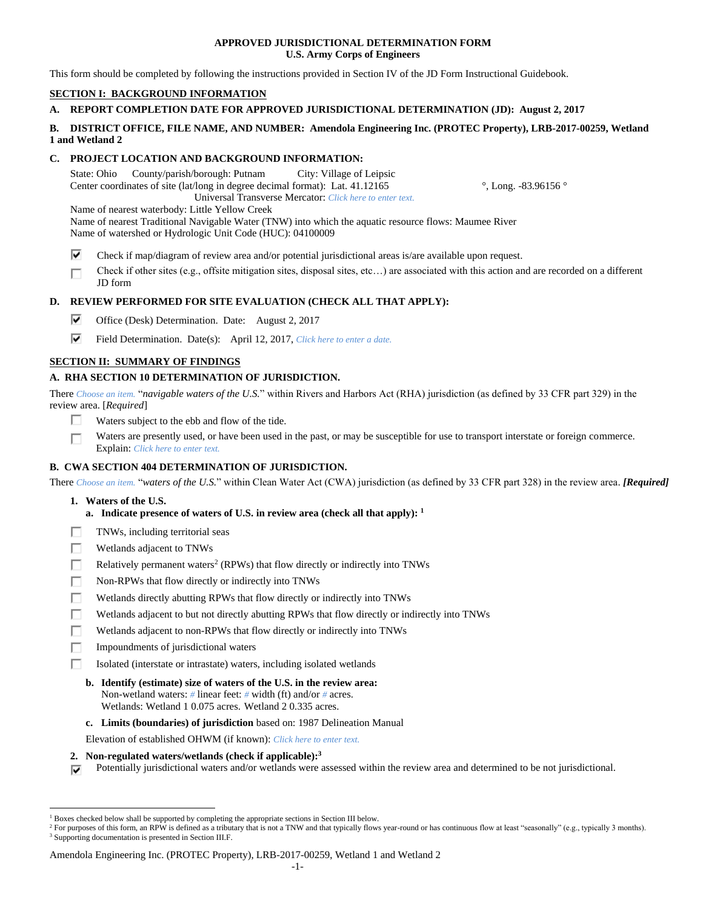**APPROVED JURISDICTIONAL DETERMINATION FORM**
**U.S. Army Corps of Engineers**

This form should be completed by following the instructions provided in Section IV of the JD Form Instructional Guidebook.

## SECTION I: BACKGROUND INFORMATION

**A. REPORT COMPLETION DATE FOR APPROVED JURISDICTIONAL DETERMINATION (JD): August 2, 2017**

**B. DISTRICT OFFICE, FILE NAME, AND NUMBER: Amendola Engineering Inc. (PROTEC Property), LRB-2017-00259, Wetland 1 and Wetland 2**

**C. PROJECT LOCATION AND BACKGROUND INFORMATION:**

State: Ohio County/parish/borough: Putnam City: Village of Leipsic
Center coordinates of site (lat/long in degree decimal format): Lat. 41.12165 °, Long. -83.96156 °
Universal Transverse Mercator: *Click here to enter text.*
Name of nearest waterbody: Little Yellow Creek
Name of nearest Traditional Navigable Water (TNW) into which the aquatic resource flows: Maumee River
Name of watershed or Hydrologic Unit Code (HUC): 04100009

- ☑ Check if map/diagram of review area and/or potential jurisdictional areas is/are available upon request.
- ☐ Check if other sites (e.g., offsite mitigation sites, disposal sites, etc…) are associated with this action and are recorded on a different JD form

**D. REVIEW PERFORMED FOR SITE EVALUATION (CHECK ALL THAT APPLY):**

- ☑ Office (Desk) Determination. Date: August 2, 2017
- ☑ Field Determination. Date(s): April 12, 2017, *Click here to enter a date.*

## SECTION II: SUMMARY OF FINDINGS

**A. RHA SECTION 10 DETERMINATION OF JURISDICTION.**

There *Choose an item.* "*navigable waters of the U.S.*" within Rivers and Harbors Act (RHA) jurisdiction (as defined by 33 CFR part 329) in the review area. [*Required*]

- ☐ Waters subject to the ebb and flow of the tide.
- ☐ Waters are presently used, or have been used in the past, or may be susceptible for use to transport interstate or foreign commerce. Explain: *Click here to enter text.*

**B. CWA SECTION 404 DETERMINATION OF JURISDICTION.**

There *Choose an item.* "*waters of the U.S.*" within Clean Water Act (CWA) jurisdiction (as defined by 33 CFR part 328) in the review area. ***[Required]***

**1. Waters of the U.S.**

**a. Indicate presence of waters of U.S. in review area (check all that apply):** [1]

- ☐ TNWs, including territorial seas
- ☐ Wetlands adjacent to TNWs
- ☐ Relatively permanent waters[2] (RPWs) that flow directly or indirectly into TNWs
- ☐ Non-RPWs that flow directly or indirectly into TNWs
- ☐ Wetlands directly abutting RPWs that flow directly or indirectly into TNWs
- ☐ Wetlands adjacent to but not directly abutting RPWs that flow directly or indirectly into TNWs
- ☐ Wetlands adjacent to non-RPWs that flow directly or indirectly into TNWs
- ☐ Impoundments of jurisdictional waters
- ☐ Isolated (interstate or intrastate) waters, including isolated wetlands

**b. Identify (estimate) size of waters of the U.S. in the review area:**
Non-wetland waters: # linear feet: # width (ft) and/or # acres.
Wetlands: Wetland 1 0.075 acres. Wetland 2 0.335 acres.

**c. Limits (boundaries) of jurisdiction** based on: 1987 Delineation Manual

Elevation of established OHWM (if known): *Click here to enter text.*

**2. Non-regulated waters/wetlands (check if applicable):**[3]

- ☑ Potentially jurisdictional waters and/or wetlands were assessed within the review area and determined to be not jurisdictional.

---

[1] Boxes checked below shall be supported by completing the appropriate sections in Section III below.
[2] For purposes of this form, an RPW is defined as a tributary that is not a TNW and that typically flows year-round or has continuous flow at least "seasonally" (e.g., typically 3 months).
[3] Supporting documentation is presented in Section III.F.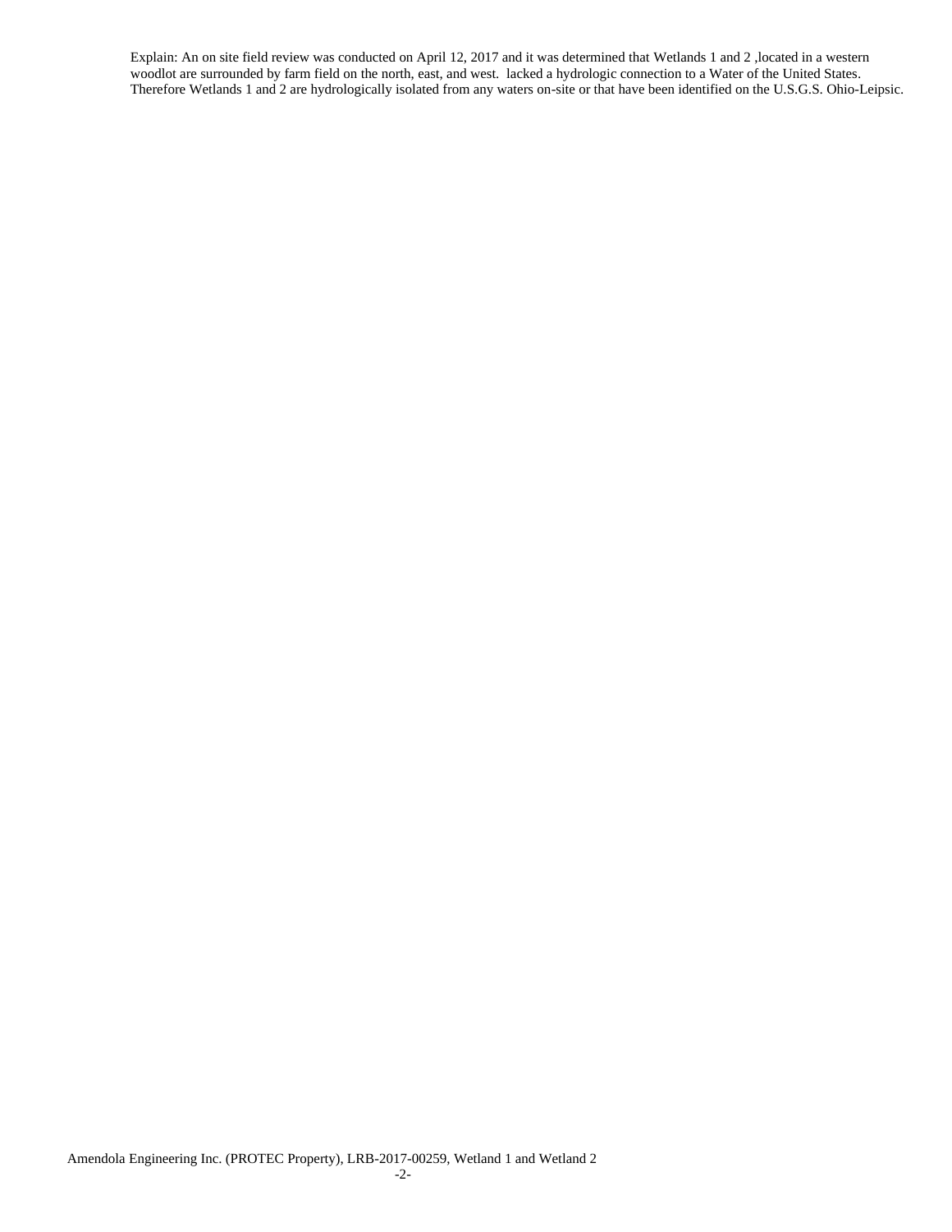Explain: An on site field review was conducted on April 12, 2017 and it was determined that Wetlands 1 and 2 ,located in a western woodlot are surrounded by farm field on the north, east, and west.  lacked a hydrologic connection to a Water of the United States. Therefore Wetlands 1 and 2 are hydrologically isolated from any waters on-site or that have been identified on the U.S.G.S. Ohio-Leipsic.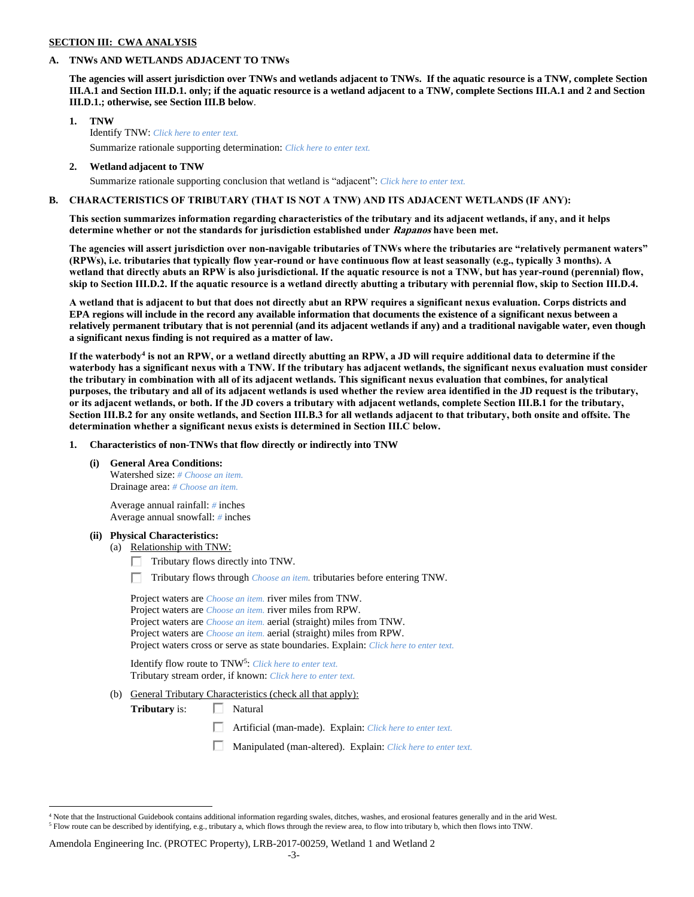**SECTION III: CWA ANALYSIS**

**A. TNWs AND WETLANDS ADJACENT TO TNWs**

**The agencies will assert jurisdiction over TNWs and wetlands adjacent to TNWs. If the aquatic resource is a TNW, complete Section III.A.1 and Section III.D.1. only; if the aquatic resource is a wetland adjacent to a TNW, complete Sections III.A.1 and 2 and Section III.D.1.; otherwise, see Section III.B below**.

**1. TNW**

Identify TNW: *Click here to enter text.*

Summarize rationale supporting determination: *Click here to enter text.*

**2. Wetland adjacent to TNW**

Summarize rationale supporting conclusion that wetland is "adjacent": *Click here to enter text.*

**B. CHARACTERISTICS OF TRIBUTARY (THAT IS NOT A TNW) AND ITS ADJACENT WETLANDS (IF ANY):**

**This section summarizes information regarding characteristics of the tributary and its adjacent wetlands, if any, and it helps determine whether or not the standards for jurisdiction established under *Rapanos* have been met.**

**The agencies will assert jurisdiction over non-navigable tributaries of TNWs where the tributaries are "relatively permanent waters" (RPWs), i.e. tributaries that typically flow year-round or have continuous flow at least seasonally (e.g., typically 3 months). A wetland that directly abuts an RPW is also jurisdictional. If the aquatic resource is not a TNW, but has year-round (perennial) flow, skip to Section III.D.2. If the aquatic resource is a wetland directly abutting a tributary with perennial flow, skip to Section III.D.4.**

**A wetland that is adjacent to but that does not directly abut an RPW requires a significant nexus evaluation. Corps districts and EPA regions will include in the record any available information that documents the existence of a significant nexus between a relatively permanent tributary that is not perennial (and its adjacent wetlands if any) and a traditional navigable water, even though a significant nexus finding is not required as a matter of law.**

**If the waterbody[4] is not an RPW, or a wetland directly abutting an RPW, a JD will require additional data to determine if the waterbody has a significant nexus with a TNW. If the tributary has adjacent wetlands, the significant nexus evaluation must consider the tributary in combination with all of its adjacent wetlands. This significant nexus evaluation that combines, for analytical purposes, the tributary and all of its adjacent wetlands is used whether the review area identified in the JD request is the tributary, or its adjacent wetlands, or both. If the JD covers a tributary with adjacent wetlands, complete Section III.B.1 for the tributary, Section III.B.2 for any onsite wetlands, and Section III.B.3 for all wetlands adjacent to that tributary, both onsite and offsite. The determination whether a significant nexus exists is determined in Section III.C below.**

**1. Characteristics of non-TNWs that flow directly or indirectly into TNW**

**(i) General Area Conditions:**

Watershed size: *# Choose an item.*
Drainage area: *# Choose an item.*

Average annual rainfall: *#* inches
Average annual snowfall: *#* inches

**(ii) Physical Characteristics:**

(a) Relationship with TNW:

☐ Tributary flows directly into TNW.

☐ Tributary flows through *Choose an item.* tributaries before entering TNW.

Project waters are *Choose an item.* river miles from TNW.
Project waters are *Choose an item.* river miles from RPW.
Project waters are *Choose an item.* aerial (straight) miles from TNW.
Project waters are *Choose an item.* aerial (straight) miles from RPW.
Project waters cross or serve as state boundaries. Explain: *Click here to enter text.*

Identify flow route to TNW[5]: *Click here to enter text.*
Tributary stream order, if known: *Click here to enter text.*

(b) General Tributary Characteristics (check all that apply):

**Tributary** is: ☐ Natural

☐ Artificial (man-made). Explain: *Click here to enter text.*

☐ Manipulated (man-altered). Explain: *Click here to enter text.*

---

[4] Note that the Instructional Guidebook contains additional information regarding swales, ditches, washes, and erosional features generally and in the arid West.

[5] Flow route can be described by identifying, e.g., tributary a, which flows through the review area, to flow into tributary b, which then flows into TNW.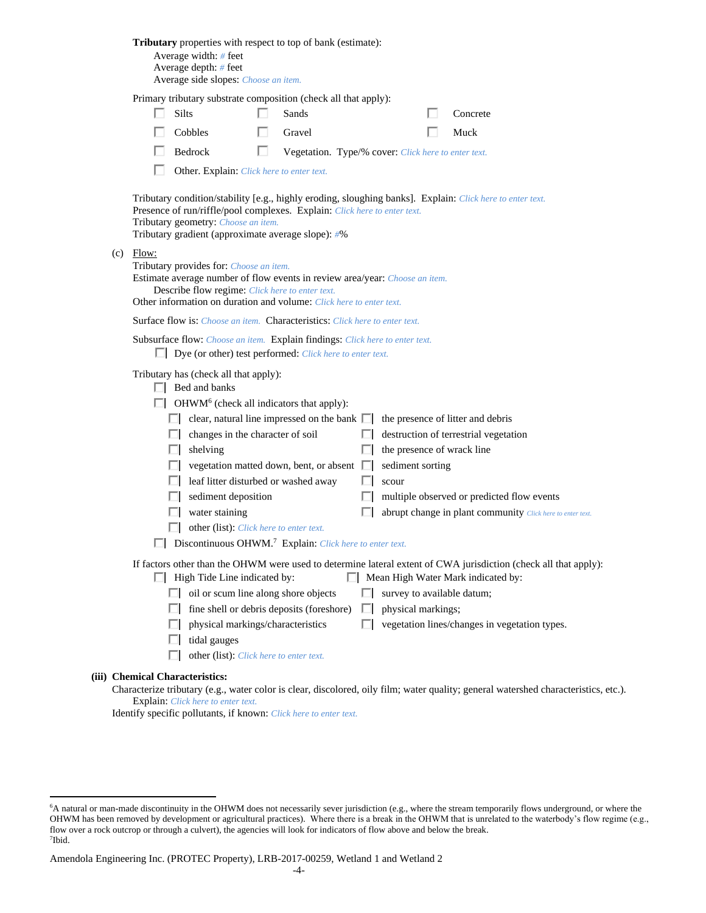**Tributary** properties with respect to top of bank (estimate):

Average width: # feet
Average depth: # feet
Average side slopes: Choose an item.

Primary tributary substrate composition (check all that apply):

- ☐ Silts
- ☐ Sands
- ☐ Concrete
- ☐ Cobbles
- ☐ Gravel
- ☐ Muck
- ☐ Bedrock
- ☐ Vegetation. Type/% cover: Click here to enter text.
- ☐ Other. Explain: Click here to enter text.

Tributary condition/stability [e.g., highly eroding, sloughing banks]. Explain: Click here to enter text.
Presence of run/riffle/pool complexes. Explain: Click here to enter text.
Tributary geometry: Choose an item.
Tributary gradient (approximate average slope): #%

(c) Flow:

Tributary provides for: Choose an item.
Estimate average number of flow events in review area/year: Choose an item.
Describe flow regime: Click here to enter text.
Other information on duration and volume: Click here to enter text.

Surface flow is: Choose an item. Characteristics: Click here to enter text.

Subsurface flow: Choose an item. Explain findings: Click here to enter text.
☐ Dye (or other) test performed: Click here to enter text.

Tributary has (check all that apply):

- ☐ Bed and banks
- ☐ OHWM[6] (check all indicators that apply):
  - ☐ clear, natural line impressed on the bank
  - ☐ the presence of litter and debris
  - ☐ changes in the character of soil
  - ☐ destruction of terrestrial vegetation
  - ☐ shelving
  - ☐ the presence of wrack line
  - ☐ vegetation matted down, bent, or absent
  - ☐ sediment sorting
  - ☐ leaf litter disturbed or washed away
  - ☐ scour
  - ☐ sediment deposition
  - ☐ multiple observed or predicted flow events
  - ☐ water staining
  - ☐ abrupt change in plant community Click here to enter text.
  - ☐ other (list): Click here to enter text.
- ☐ Discontinuous OHWM.[7] Explain: Click here to enter text.

If factors other than the OHWM were used to determine lateral extent of CWA jurisdiction (check all that apply):

- ☐ High Tide Line indicated by:
  - ☐ oil or scum line along shore objects
  - ☐ fine shell or debris deposits (foreshore)
  - ☐ physical markings/characteristics
  - ☐ tidal gauges
  - ☐ other (list): Click here to enter text.
- ☐ Mean High Water Mark indicated by:
  - ☐ survey to available datum;
  - ☐ physical markings;
  - ☐ vegetation lines/changes in vegetation types.

**(iii) Chemical Characteristics:**

Characterize tributary (e.g., water color is clear, discolored, oily film; water quality; general watershed characteristics, etc.).
Explain: Click here to enter text.
Identify specific pollutants, if known: Click here to enter text.

---

[6] A natural or man-made discontinuity in the OHWM does not necessarily sever jurisdiction (e.g., where the stream temporarily flows underground, or where the OHWM has been removed by development or agricultural practices). Where there is a break in the OHWM that is unrelated to the waterbody's flow regime (e.g., flow over a rock outcrop or through a culvert), the agencies will look for indicators of flow above and below the break.
[7] Ibid.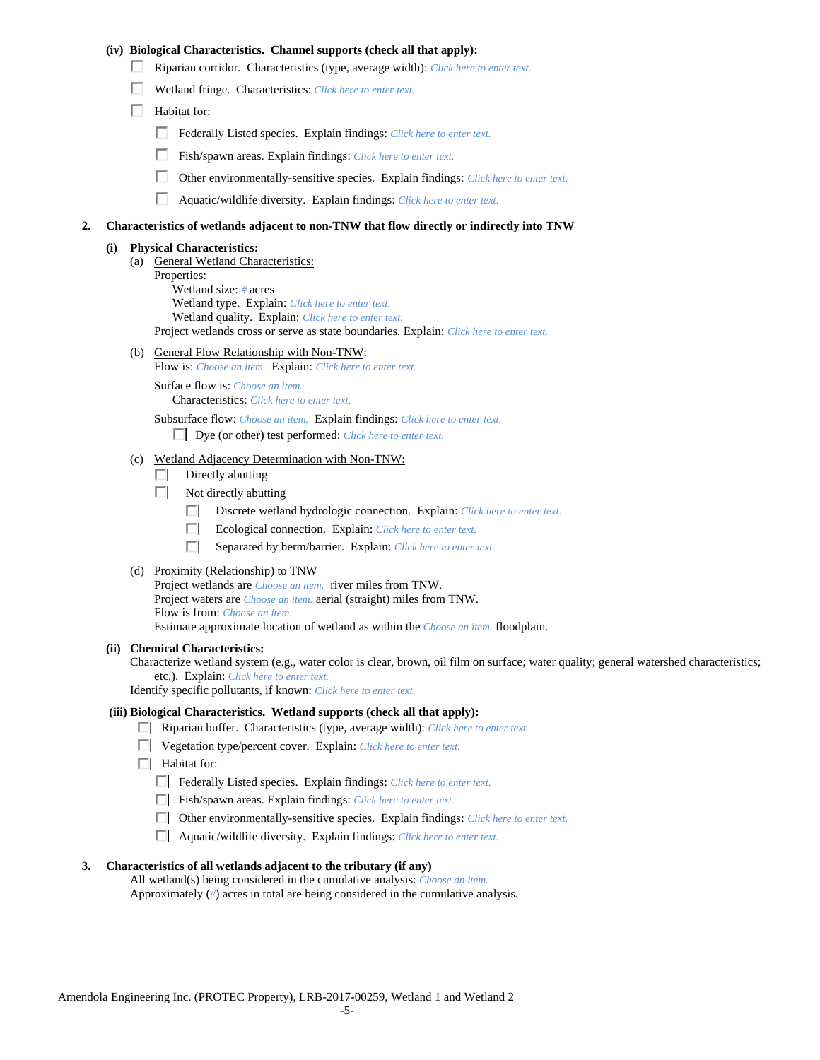**(iv) Biological Characteristics. Channel supports (check all that apply):**

- ☐ Riparian corridor. Characteristics (type, average width): *Click here to enter text.*
- ☐ Wetland fringe. Characteristics: *Click here to enter text.*
- ☐ Habitat for:
  - ☐ Federally Listed species. Explain findings: *Click here to enter text.*
  - ☐ Fish/spawn areas. Explain findings: *Click here to enter text.*
  - ☐ Other environmentally-sensitive species. Explain findings: *Click here to enter text.*
  - ☐ Aquatic/wildlife diversity. Explain findings: *Click here to enter text.*

**2. Characteristics of wetlands adjacent to non-TNW that flow directly or indirectly into TNW**

**(i) Physical Characteristics:**

(a) General Wetland Characteristics:

Properties:

Wetland size: *#* acres

Wetland type. Explain: *Click here to enter text.*

Wetland quality. Explain: *Click here to enter text.*

Project wetlands cross or serve as state boundaries. Explain: *Click here to enter text.*

(b) General Flow Relationship with Non-TNW:

Flow is: *Choose an item.* Explain: *Click here to enter text.*

Surface flow is: *Choose an item.*

Characteristics: *Click here to enter text.*

Subsurface flow: *Choose an item.* Explain findings: *Click here to enter text.*

☐ Dye (or other) test performed: *Click here to enter text.*

(c) Wetland Adjacency Determination with Non-TNW:

- ☐ Directly abutting
- ☐ Not directly abutting
  - ☐ Discrete wetland hydrologic connection. Explain: *Click here to enter text.*
  - ☐ Ecological connection. Explain: *Click here to enter text.*
  - ☐ Separated by berm/barrier. Explain: *Click here to enter text.*

(d) Proximity (Relationship) to TNW

Project wetlands are *Choose an item.* river miles from TNW.

Project waters are *Choose an item.* aerial (straight) miles from TNW.

Flow is from: *Choose an item.*

Estimate approximate location of wetland as within the *Choose an item.* floodplain.

**(ii) Chemical Characteristics:**

Characterize wetland system (e.g., water color is clear, brown, oil film on surface; water quality; general watershed characteristics; etc.). Explain: *Click here to enter text.*

Identify specific pollutants, if known: *Click here to enter text.*

**(iii) Biological Characteristics. Wetland supports (check all that apply):**

- ☐ Riparian buffer. Characteristics (type, average width): *Click here to enter text.*
- ☐ Vegetation type/percent cover. Explain: *Click here to enter text.*
- ☐ Habitat for:
  - ☐ Federally Listed species. Explain findings: *Click here to enter text.*
  - ☐ Fish/spawn areas. Explain findings: *Click here to enter text.*
  - ☐ Other environmentally-sensitive species. Explain findings: *Click here to enter text.*
  - ☐ Aquatic/wildlife diversity. Explain findings: *Click here to enter text.*

**3. Characteristics of all wetlands adjacent to the tributary (if any)**

All wetland(s) being considered in the cumulative analysis: *Choose an item.*

Approximately (*#*) acres in total are being considered in the cumulative analysis.

Amendola Engineering Inc. (PROTEC Property), LRB-2017-00259, Wetland 1 and Wetland 2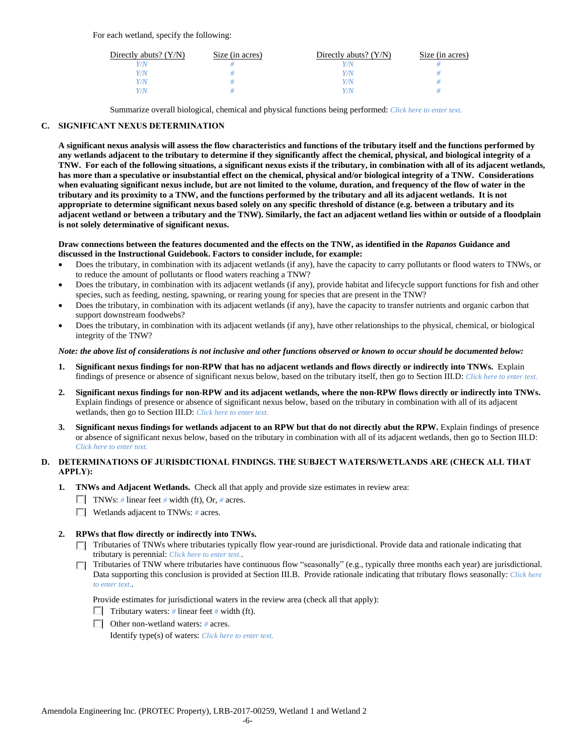For each wetland, specify the following:

| Directly abuts? (Y/N) | Size (in acres) | Directly abuts? (Y/N) | Size (in acres) |
|---|---|---|---|
| Y/N | # | Y/N | # |
| Y/N | # | Y/N | # |
| Y/N | # | Y/N | # |
| Y/N | # | Y/N | # |

Summarize overall biological, chemical and physical functions being performed: *Click here to enter text.*

## C. SIGNIFICANT NEXUS DETERMINATION

**A significant nexus analysis will assess the flow characteristics and functions of the tributary itself and the functions performed by any wetlands adjacent to the tributary to determine if they significantly affect the chemical, physical, and biological integrity of a TNW. For each of the following situations, a significant nexus exists if the tributary, in combination with all of its adjacent wetlands, has more than a speculative or insubstantial effect on the chemical, physical and/or biological integrity of a TNW. Considerations when evaluating significant nexus include, but are not limited to the volume, duration, and frequency of the flow of water in the tributary and its proximity to a TNW, and the functions performed by the tributary and all its adjacent wetlands. It is not appropriate to determine significant nexus based solely on any specific threshold of distance (e.g. between a tributary and its adjacent wetland or between a tributary and the TNW). Similarly, the fact an adjacent wetland lies within or outside of a floodplain is not solely determinative of significant nexus.**

**Draw connections between the features documented and the effects on the TNW, as identified in the *Rapanos* Guidance and discussed in the Instructional Guidebook. Factors to consider include, for example:**

- Does the tributary, in combination with its adjacent wetlands (if any), have the capacity to carry pollutants or flood waters to TNWs, or to reduce the amount of pollutants or flood waters reaching a TNW?
- Does the tributary, in combination with its adjacent wetlands (if any), provide habitat and lifecycle support functions for fish and other species, such as feeding, nesting, spawning, or rearing young for species that are present in the TNW?
- Does the tributary, in combination with its adjacent wetlands (if any), have the capacity to transfer nutrients and organic carbon that support downstream foodwebs?
- Does the tributary, in combination with its adjacent wetlands (if any), have other relationships to the physical, chemical, or biological integrity of the TNW?

***Note: the above list of considerations is not inclusive and other functions observed or known to occur should be documented below:***

1. **Significant nexus findings for non-RPW that has no adjacent wetlands and flows directly or indirectly into TNWs.** Explain findings of presence or absence of significant nexus below, based on the tributary itself, then go to Section III.D: *Click here to enter text.*

2. **Significant nexus findings for non-RPW and its adjacent wetlands, where the non-RPW flows directly or indirectly into TNWs.** Explain findings of presence or absence of significant nexus below, based on the tributary in combination with all of its adjacent wetlands, then go to Section III.D: *Click here to enter text.*

3. **Significant nexus findings for wetlands adjacent to an RPW but that do not directly abut the RPW.** Explain findings of presence or absence of significant nexus below, based on the tributary in combination with all of its adjacent wetlands, then go to Section III.D: *Click here to enter text.*

## D. DETERMINATIONS OF JURISDICTIONAL FINDINGS. THE SUBJECT WATERS/WETLANDS ARE (CHECK ALL THAT APPLY):

1. **TNWs and Adjacent Wetlands.** Check all that apply and provide size estimates in review area:
   - ☐ TNWs: # linear feet # width (ft), Or, # acres.
   - ☐ Wetlands adjacent to TNWs: # acres.

2. **RPWs that flow directly or indirectly into TNWs.**
   - ☐ Tributaries of TNWs where tributaries typically flow year-round are jurisdictional. Provide data and rationale indicating that tributary is perennial: *Click here to enter text.*.
   - ☐ Tributaries of TNW where tributaries have continuous flow "seasonally" (e.g., typically three months each year) are jurisdictional. Data supporting this conclusion is provided at Section III.B. Provide rationale indicating that tributary flows seasonally: *Click here to enter text.*.

   Provide estimates for jurisdictional waters in the review area (check all that apply):
   - ☐ Tributary waters: # linear feet # width (ft).
   - ☐ Other non-wetland waters: # acres.
     Identify type(s) of waters: *Click here to enter text.*

Amendola Engineering Inc. (PROTEC Property), LRB-2017-00259, Wetland 1 and Wetland 2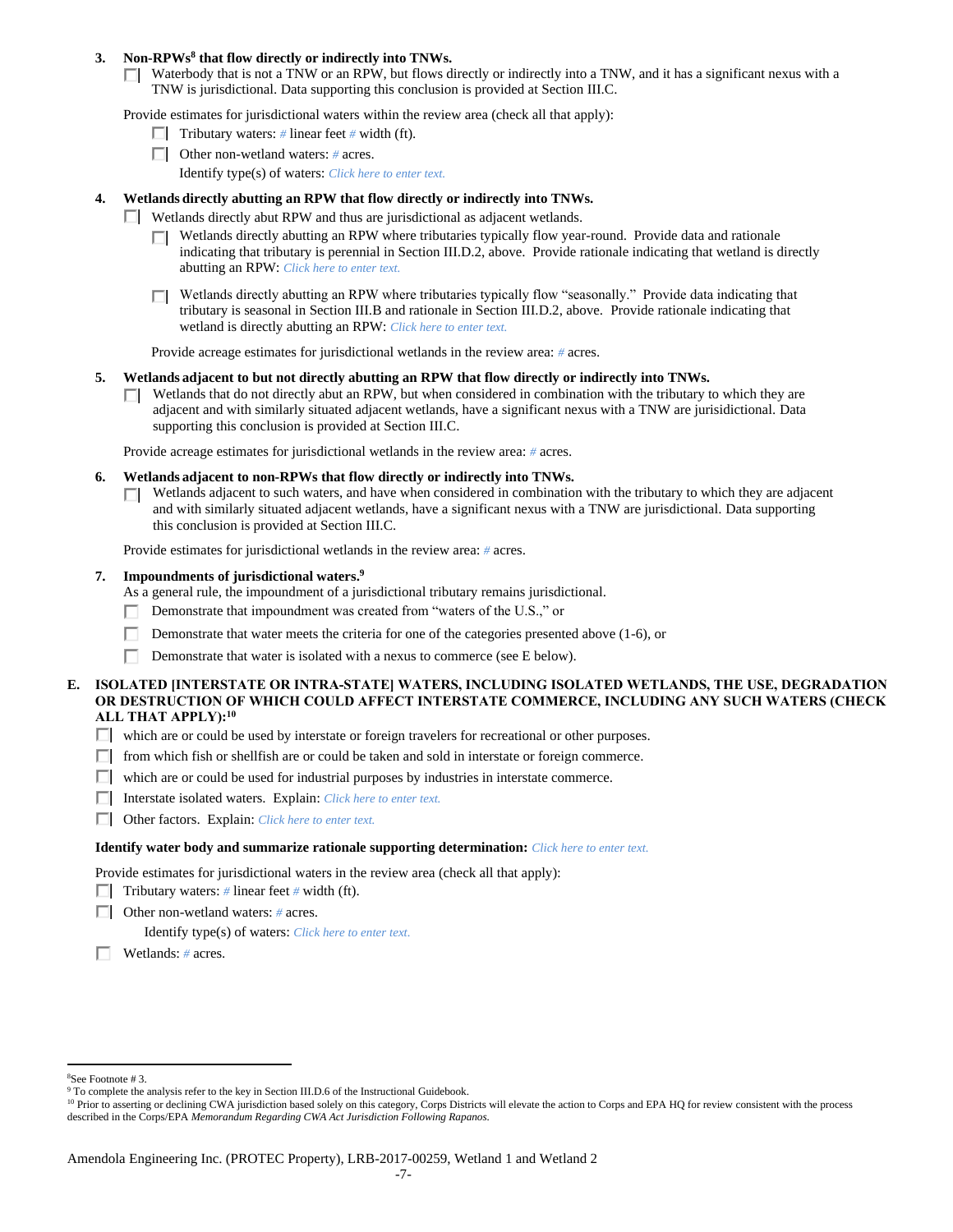3. **Non-RPWs[8] that flow directly or indirectly into TNWs.**

   ☐ Waterbody that is not a TNW or an RPW, but flows directly or indirectly into a TNW, and it has a significant nexus with a TNW is jurisdictional. Data supporting this conclusion is provided at Section III.C.

   Provide estimates for jurisdictional waters within the review area (check all that apply):

   ☐ Tributary waters: # linear feet # width (ft).

   ☐ Other non-wetland waters: # acres.

   Identify type(s) of waters: *Click here to enter text.*

4. **Wetlands directly abutting an RPW that flow directly or indirectly into TNWs.**

   ☐ Wetlands directly abut RPW and thus are jurisdictional as adjacent wetlands.

   ☐ Wetlands directly abutting an RPW where tributaries typically flow year-round. Provide data and rationale indicating that tributary is perennial in Section III.D.2, above. Provide rationale indicating that wetland is directly abutting an RPW: *Click here to enter text.*

   ☐ Wetlands directly abutting an RPW where tributaries typically flow "seasonally." Provide data indicating that tributary is seasonal in Section III.B and rationale in Section III.D.2, above. Provide rationale indicating that wetland is directly abutting an RPW: *Click here to enter text.*

   Provide acreage estimates for jurisdictional wetlands in the review area: # acres.

5. **Wetlands adjacent to but not directly abutting an RPW that flow directly or indirectly into TNWs.**

   ☐ Wetlands that do not directly abut an RPW, but when considered in combination with the tributary to which they are adjacent and with similarly situated adjacent wetlands, have a significant nexus with a TNW are jurisdictional. Data supporting this conclusion is provided at Section III.C.

   Provide acreage estimates for jurisdictional wetlands in the review area: # acres.

6. **Wetlands adjacent to non-RPWs that flow directly or indirectly into TNWs.**

   ☐ Wetlands adjacent to such waters, and have when considered in combination with the tributary to which they are adjacent and with similarly situated adjacent wetlands, have a significant nexus with a TNW are jurisdictional. Data supporting this conclusion is provided at Section III.C.

   Provide estimates for jurisdictional wetlands in the review area: # acres.

7. **Impoundments of jurisdictional waters.[9]**

   As a general rule, the impoundment of a jurisdictional tributary remains jurisdictional.

   ☐ Demonstrate that impoundment was created from "waters of the U.S.," or

   ☐ Demonstrate that water meets the criteria for one of the categories presented above (1-6), or

   ☐ Demonstrate that water is isolated with a nexus to commerce (see E below).

**E. ISOLATED [INTERSTATE OR INTRA-STATE] WATERS, INCLUDING ISOLATED WETLANDS, THE USE, DEGRADATION OR DESTRUCTION OF WHICH COULD AFFECT INTERSTATE COMMERCE, INCLUDING ANY SUCH WATERS (CHECK ALL THAT APPLY):[10]**

☐ which are or could be used by interstate or foreign travelers for recreational or other purposes.

☐ from which fish or shellfish are or could be taken and sold in interstate or foreign commerce.

☐ which are or could be used for industrial purposes by industries in interstate commerce.

☐ Interstate isolated waters. Explain: *Click here to enter text.*

☐ Other factors. Explain: *Click here to enter text.*

**Identify water body and summarize rationale supporting determination:** *Click here to enter text.*

Provide estimates for jurisdictional waters in the review area (check all that apply):

☐ Tributary waters: # linear feet # width (ft).

☐ Other non-wetland waters: # acres.

Identify type(s) of waters: *Click here to enter text.*

☐ Wetlands: # acres.

---

[8] See Footnote # 3.

[9] To complete the analysis refer to the key in Section III.D.6 of the Instructional Guidebook.

[10] Prior to asserting or declining CWA jurisdiction based solely on this category, Corps Districts will elevate the action to Corps and EPA HQ for review consistent with the process described in the Corps/EPA *Memorandum Regarding CWA Act Jurisdiction Following Rapanos.*

Amendola Engineering Inc. (PROTEC Property), LRB-2017-00259, Wetland 1 and Wetland 2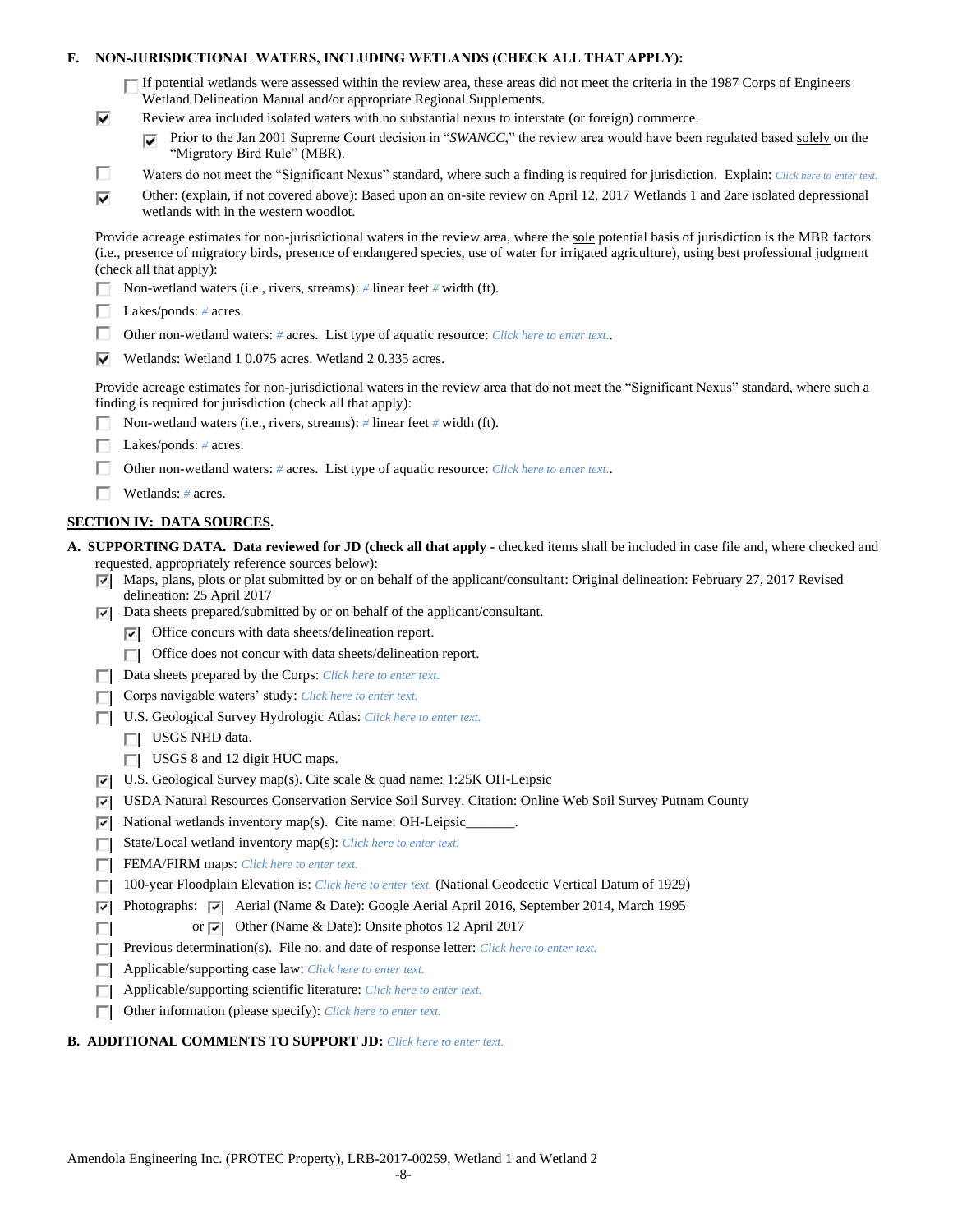**F. NON-JURISDICTIONAL WATERS, INCLUDING WETLANDS (CHECK ALL THAT APPLY):**

- [ ] If potential wetlands were assessed within the review area, these areas did not meet the criteria in the 1987 Corps of Engineers Wetland Delineation Manual and/or appropriate Regional Supplements.
- [x] Review area included isolated waters with no substantial nexus to interstate (or foreign) commerce.
  - [x] Prior to the Jan 2001 Supreme Court decision in "*SWANCC*," the review area would have been regulated based solely on the "Migratory Bird Rule" (MBR).
- [ ] Waters do not meet the "Significant Nexus" standard, where such a finding is required for jurisdiction. Explain: Click here to enter text.
- [x] Other: (explain, if not covered above): Based upon an on-site review on April 12, 2017 Wetlands 1 and 2are isolated depressional wetlands with in the western woodlot.

Provide acreage estimates for non-jurisdictional waters in the review area, where the sole potential basis of jurisdiction is the MBR factors (i.e., presence of migratory birds, presence of endangered species, use of water for irrigated agriculture), using best professional judgment (check all that apply):

- [ ] Non-wetland waters (i.e., rivers, streams): # linear feet # width (ft).
- [ ] Lakes/ponds: # acres.
- [ ] Other non-wetland waters: # acres. List type of aquatic resource: Click here to enter text..
- [x] Wetlands: Wetland 1 0.075 acres. Wetland 2 0.335 acres.

Provide acreage estimates for non-jurisdictional waters in the review area that do not meet the "Significant Nexus" standard, where such a finding is required for jurisdiction (check all that apply):

- [ ] Non-wetland waters (i.e., rivers, streams): # linear feet # width (ft).
- [ ] Lakes/ponds: # acres.
- [ ] Other non-wetland waters: # acres. List type of aquatic resource: Click here to enter text..
- [ ] Wetlands: # acres.

## SECTION IV: DATA SOURCES.

**A. SUPPORTING DATA. Data reviewed for JD (check all that apply** - checked items shall be included in case file and, where checked and requested, appropriately reference sources below):

- [x] Maps, plans, plots or plat submitted by or on behalf of the applicant/consultant: Original delineation: February 27, 2017 Revised delineation: 25 April 2017
- [x] Data sheets prepared/submitted by or on behalf of the applicant/consultant.
  - [x] Office concurs with data sheets/delineation report.
  - [ ] Office does not concur with data sheets/delineation report.
- [ ] Data sheets prepared by the Corps: Click here to enter text.
- [ ] Corps navigable waters' study: Click here to enter text.
- [ ] U.S. Geological Survey Hydrologic Atlas: Click here to enter text.
  - [ ] USGS NHD data.
  - [ ] USGS 8 and 12 digit HUC maps.
- [x] U.S. Geological Survey map(s). Cite scale & quad name: 1:25K OH-Leipsic
- [x] USDA Natural Resources Conservation Service Soil Survey. Citation: Online Web Soil Survey Putnam County
- [x] National wetlands inventory map(s). Cite name: OH-Leipsic_______.
- [ ] State/Local wetland inventory map(s): Click here to enter text.
- [ ] FEMA/FIRM maps: Click here to enter text.
- [ ] 100-year Floodplain Elevation is: Click here to enter text. (National Geodectic Vertical Datum of 1929)
- [x] Photographs: [x] Aerial (Name & Date): Google Aerial April 2016, September 2014, March 1995
- [ ] or [x] Other (Name & Date): Onsite photos 12 April 2017
- [ ] Previous determination(s). File no. and date of response letter: Click here to enter text.
- [ ] Applicable/supporting case law: Click here to enter text.
- [ ] Applicable/supporting scientific literature: Click here to enter text.
- [ ] Other information (please specify): Click here to enter text.

**B. ADDITIONAL COMMENTS TO SUPPORT JD:** Click here to enter text.

Amendola Engineering Inc. (PROTEC Property), LRB-2017-00259, Wetland 1 and Wetland 2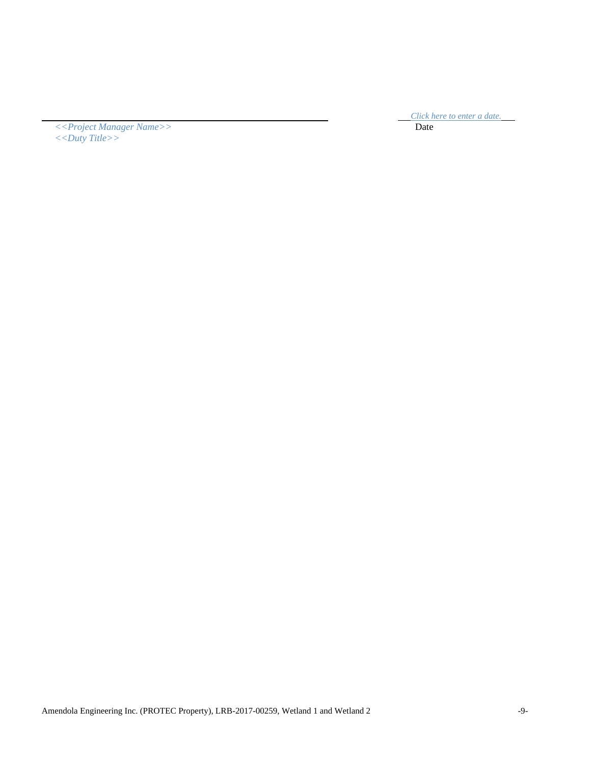______________________________________________________ *Click here to enter a date.*

*<<Project Manager Name>>* Date

*<<Duty Title>>*